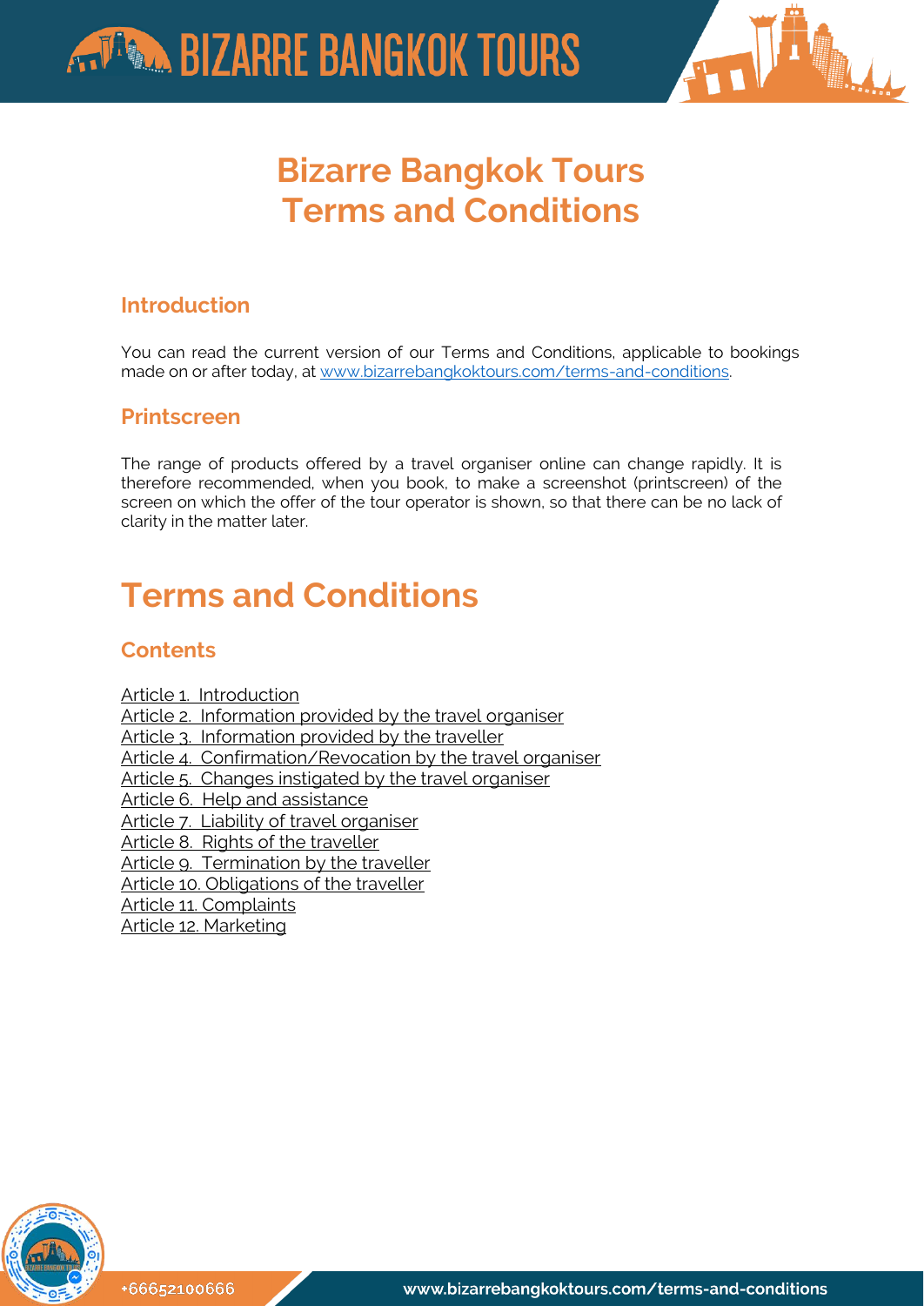# Bizarre Bangkok Tours Terms and Conditions

## Introduction

You can read the current version of our Terms and Conditions, applicable to bookings made on or after today, at www.bizarrebangkoktours.com/terms-and-conditions.

## Printscreen

The range of products offered by a travel organiser online can change rapidly. It is therefore recommended, when you book, to make a screenshot (printscreen) of the screen on which the offer of the tour operator is shown, so that there can be no lack of clarity in the matter later.

# Terms and Conditions

## Contents

Article 1. Introduction
Article 2. Information provided by the travel organiser
Article 3. Information provided by the traveller
Article 4. Confirmation/Revocation by the travel organiser
Article 5. Changes instigated by the travel organiser
Article 6. Help and assistance
Article 7. Liability of travel organiser
Article 8. Rights of the traveller
Article 9. Termination by the traveller
Article 10. Obligations of the traveller
Article 11. Complaints
Article 12. Marketing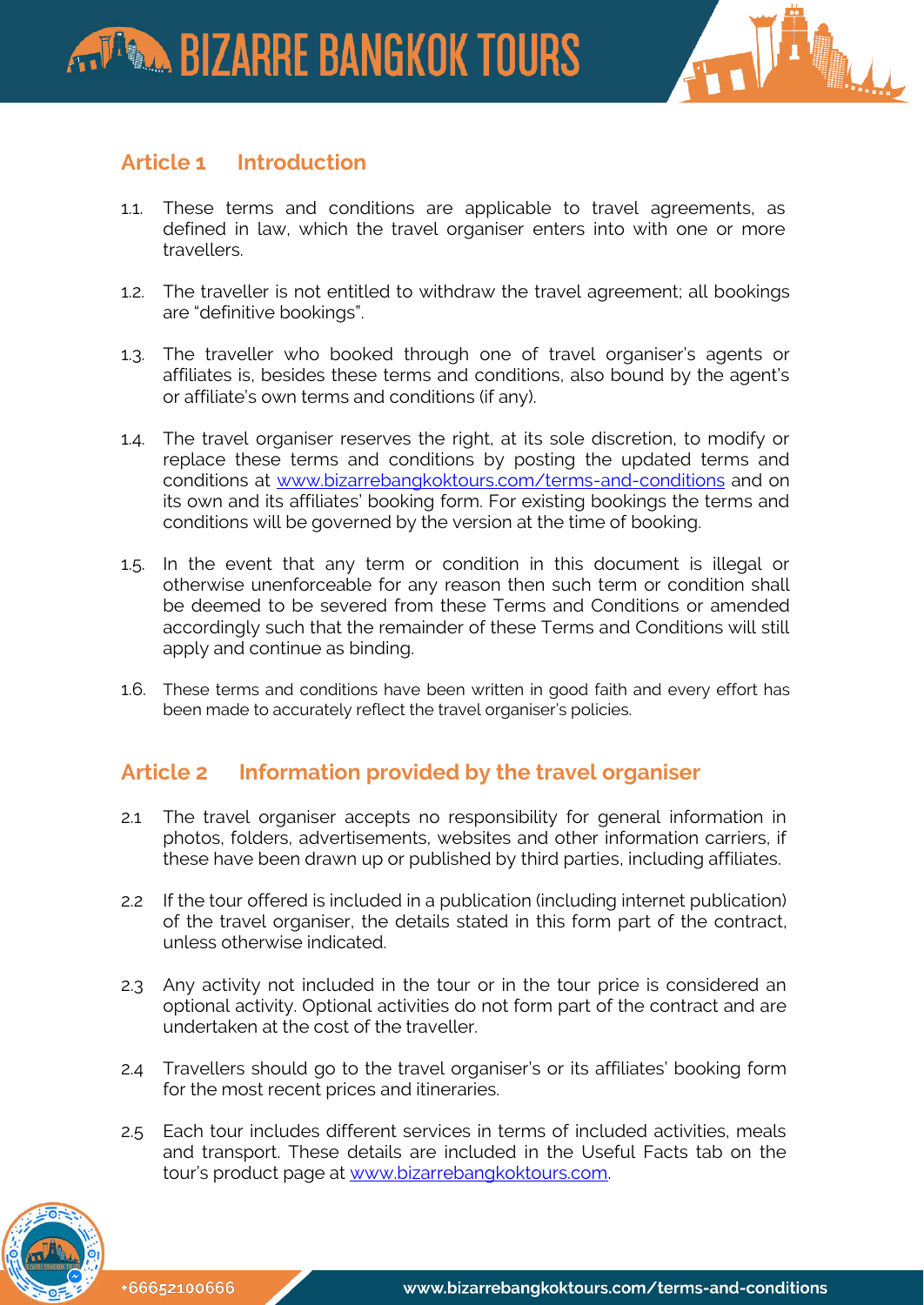## Article 1 Introduction

1.1. These terms and conditions are applicable to travel agreements, as defined in law, which the travel organiser enters into with one or more travellers.

1.2. The traveller is not entitled to withdraw the travel agreement; all bookings are "definitive bookings".

1.3. The traveller who booked through one of travel organiser's agents or affiliates is, besides these terms and conditions, also bound by the agent's or affiliate's own terms and conditions (if any).

1.4. The travel organiser reserves the right, at its sole discretion, to modify or replace these terms and conditions by posting the updated terms and conditions at [www.bizarrebangkoktours.com/terms-and-conditions](www.bizarrebangkoktours.com/terms-and-conditions) and on its own and its affiliates' booking form. For existing bookings the terms and conditions will be governed by the version at the time of booking.

1.5. In the event that any term or condition in this document is illegal or otherwise unenforceable for any reason then such term or condition shall be deemed to be severed from these Terms and Conditions or amended accordingly such that the remainder of these Terms and Conditions will still apply and continue as binding.

1.6. These terms and conditions have been written in good faith and every effort has been made to accurately reflect the travel organiser's policies.

## Article 2 Information provided by the travel organiser

2.1 The travel organiser accepts no responsibility for general information in photos, folders, advertisements, websites and other information carriers, if these have been drawn up or published by third parties, including affiliates.

2.2 If the tour offered is included in a publication (including internet publication) of the travel organiser, the details stated in this form part of the contract, unless otherwise indicated.

2.3 Any activity not included in the tour or in the tour price is considered an optional activity. Optional activities do not form part of the contract and are undertaken at the cost of the traveller.

2.4 Travellers should go to the travel organiser's or its affiliates' booking form for the most recent prices and itineraries.

2.5 Each tour includes different services in terms of included activities, meals and transport. These details are included in the Useful Facts tab on the tour's product page at [www.bizarrebangkoktours.com](www.bizarrebangkoktours.com).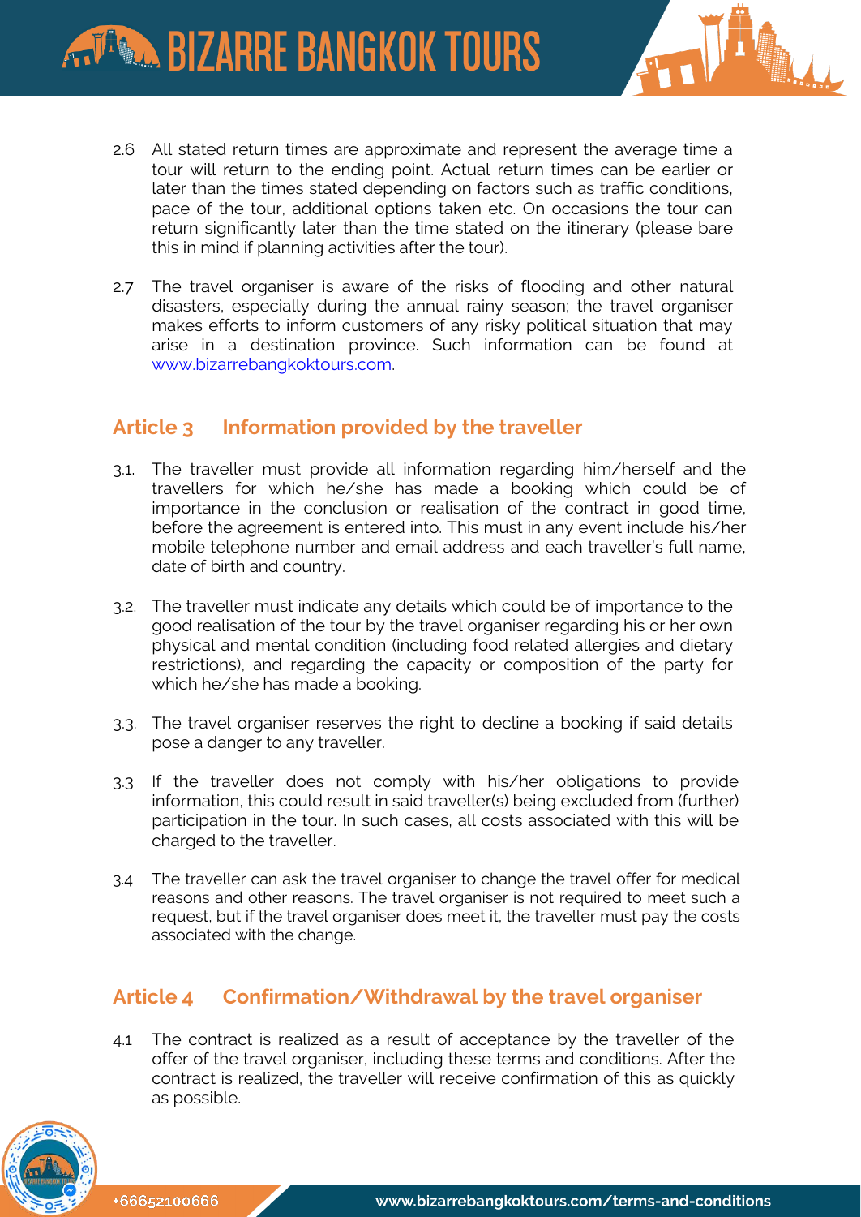2.6 All stated return times are approximate and represent the average time a tour will return to the ending point. Actual return times can be earlier or later than the times stated depending on factors such as traffic conditions, pace of the tour, additional options taken etc. On occasions the tour can return significantly later than the time stated on the itinerary (please bare this in mind if planning activities after the tour).

2.7 The travel organiser is aware of the risks of flooding and other natural disasters, especially during the annual rainy season; the travel organiser makes efforts to inform customers of any risky political situation that may arise in a destination province. Such information can be found at [www.bizarrebangkoktours.com](http://www.bizarrebangkoktours.com).

## Article 3 Information provided by the traveller

3.1. The traveller must provide all information regarding him/herself and the travellers for which he/she has made a booking which could be of importance in the conclusion or realisation of the contract in good time, before the agreement is entered into. This must in any event include his/her mobile telephone number and email address and each traveller's full name, date of birth and country.

3.2. The traveller must indicate any details which could be of importance to the good realisation of the tour by the travel organiser regarding his or her own physical and mental condition (including food related allergies and dietary restrictions), and regarding the capacity or composition of the party for which he/she has made a booking.

3.3. The travel organiser reserves the right to decline a booking if said details pose a danger to any traveller.

3.3 If the traveller does not comply with his/her obligations to provide information, this could result in said traveller(s) being excluded from (further) participation in the tour. In such cases, all costs associated with this will be charged to the traveller.

3.4 The traveller can ask the travel organiser to change the travel offer for medical reasons and other reasons. The travel organiser is not required to meet such a request, but if the travel organiser does meet it, the traveller must pay the costs associated with the change.

## Article 4 Confirmation/Withdrawal by the travel organiser

4.1 The contract is realized as a result of acceptance by the traveller of the offer of the travel organiser, including these terms and conditions. After the contract is realized, the traveller will receive confirmation of this as quickly as possible.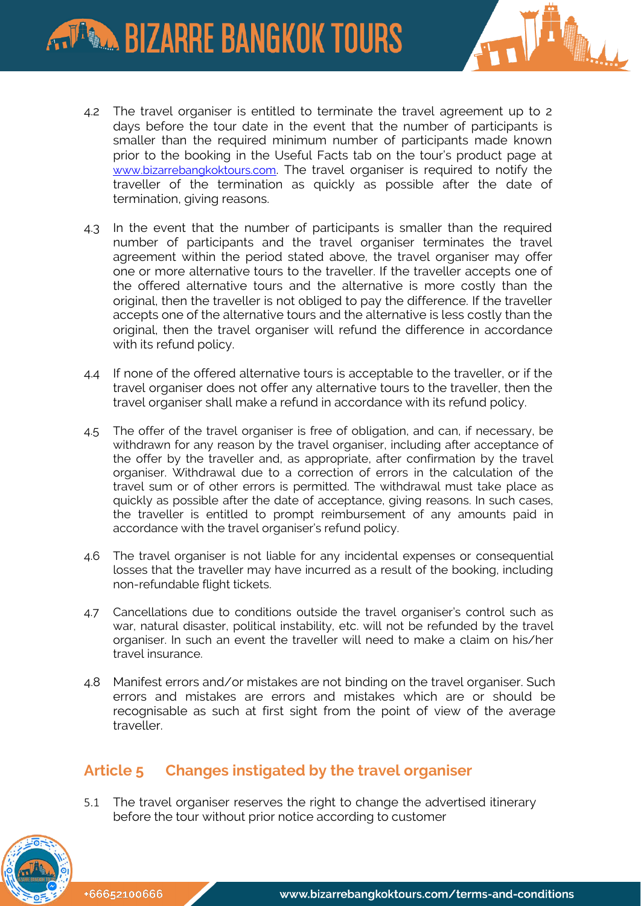4.2 The travel organiser is entitled to terminate the travel agreement up to 2 days before the tour date in the event that the number of participants is smaller than the required minimum number of participants made known prior to the booking in the Useful Facts tab on the tour's product page at [www.bizarrebangkoktours.com](http://www.bizarrebangkoktours.com). The travel organiser is required to notify the traveller of the termination as quickly as possible after the date of termination, giving reasons.

4.3 In the event that the number of participants is smaller than the required number of participants and the travel organiser terminates the travel agreement within the period stated above, the travel organiser may offer one or more alternative tours to the traveller. If the traveller accepts one of the offered alternative tours and the alternative is more costly than the original, then the traveller is not obliged to pay the difference. If the traveller accepts one of the alternative tours and the alternative is less costly than the original, then the travel organiser will refund the difference in accordance with its refund policy.

4.4 If none of the offered alternative tours is acceptable to the traveller, or if the travel organiser does not offer any alternative tours to the traveller, then the travel organiser shall make a refund in accordance with its refund policy.

4.5 The offer of the travel organiser is free of obligation, and can, if necessary, be withdrawn for any reason by the travel organiser, including after acceptance of the offer by the traveller and, as appropriate, after confirmation by the travel organiser. Withdrawal due to a correction of errors in the calculation of the travel sum or of other errors is permitted. The withdrawal must take place as quickly as possible after the date of acceptance, giving reasons. In such cases, the traveller is entitled to prompt reimbursement of any amounts paid in accordance with the travel organiser's refund policy.

4.6 The travel organiser is not liable for any incidental expenses or consequential losses that the traveller may have incurred as a result of the booking, including non-refundable flight tickets.

4.7 Cancellations due to conditions outside the travel organiser's control such as war, natural disaster, political instability, etc. will not be refunded by the travel organiser. In such an event the traveller will need to make a claim on his/her travel insurance.

4.8 Manifest errors and/or mistakes are not binding on the travel organiser. Such errors and mistakes are errors and mistakes which are or should be recognisable as such at first sight from the point of view of the average traveller.

## Article 5 Changes instigated by the travel organiser

5.1 The travel organiser reserves the right to change the advertised itinerary before the tour without prior notice according to customer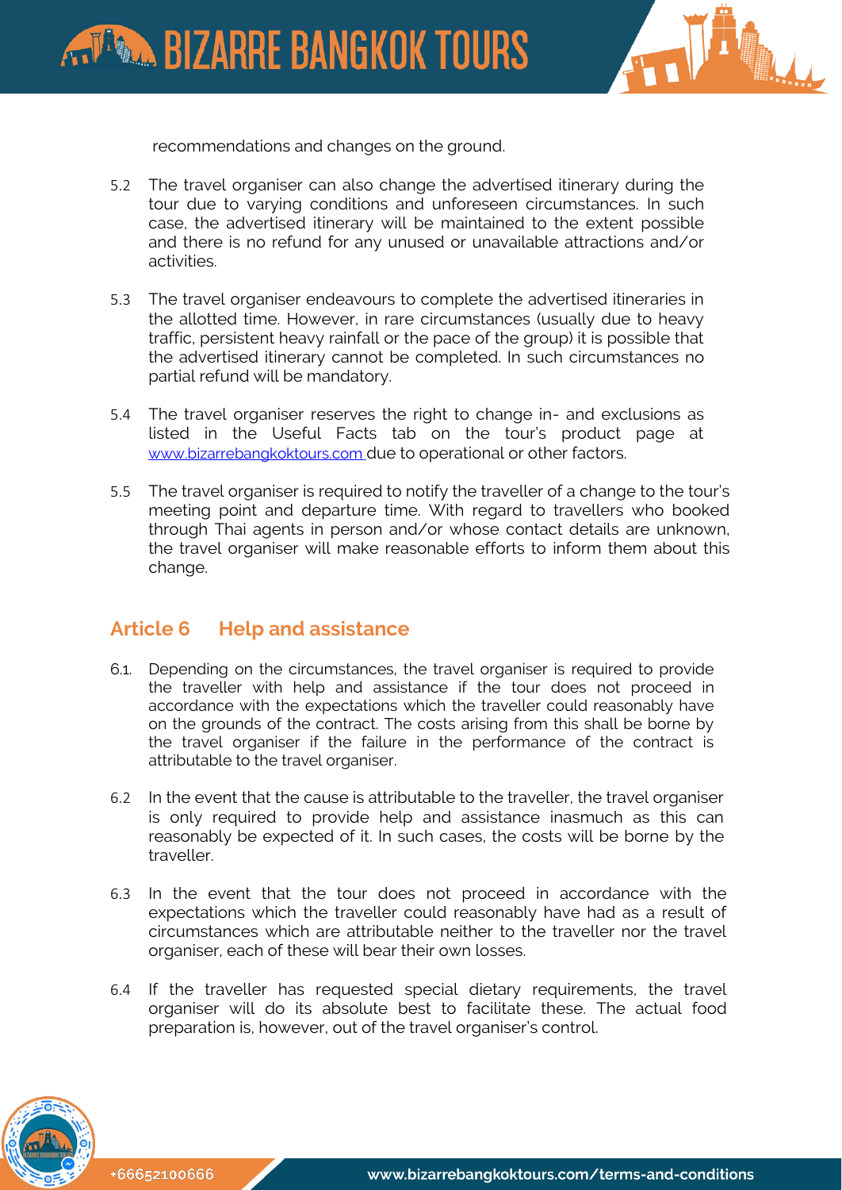recommendations and changes on the ground.

5.2 The travel organiser can also change the advertised itinerary during the tour due to varying conditions and unforeseen circumstances. In such case, the advertised itinerary will be maintained to the extent possible and there is no refund for any unused or unavailable attractions and/or activities.

5.3 The travel organiser endeavours to complete the advertised itineraries in the allotted time. However, in rare circumstances (usually due to heavy traffic, persistent heavy rainfall or the pace of the group) it is possible that the advertised itinerary cannot be completed. In such circumstances no partial refund will be mandatory.

5.4 The travel organiser reserves the right to change in- and exclusions as listed in the Useful Facts tab on the tour's product page at [www.bizarrebangkoktours.com](http://www.bizarrebangkoktours.com) due to operational or other factors.

5.5 The travel organiser is required to notify the traveller of a change to the tour's meeting point and departure time. With regard to travellers who booked through Thai agents in person and/or whose contact details are unknown, the travel organiser will make reasonable efforts to inform them about this change.

## Article 6 Help and assistance

6.1. Depending on the circumstances, the travel organiser is required to provide the traveller with help and assistance if the tour does not proceed in accordance with the expectations which the traveller could reasonably have on the grounds of the contract. The costs arising from this shall be borne by the travel organiser if the failure in the performance of the contract is attributable to the travel organiser.

6.2 In the event that the cause is attributable to the traveller, the travel organiser is only required to provide help and assistance inasmuch as this can reasonably be expected of it. In such cases, the costs will be borne by the traveller.

6.3 In the event that the tour does not proceed in accordance with the expectations which the traveller could reasonably have had as a result of circumstances which are attributable neither to the traveller nor the travel organiser, each of these will bear their own losses.

6.4 If the traveller has requested special dietary requirements, the travel organiser will do its absolute best to facilitate these. The actual food preparation is, however, out of the travel organiser's control.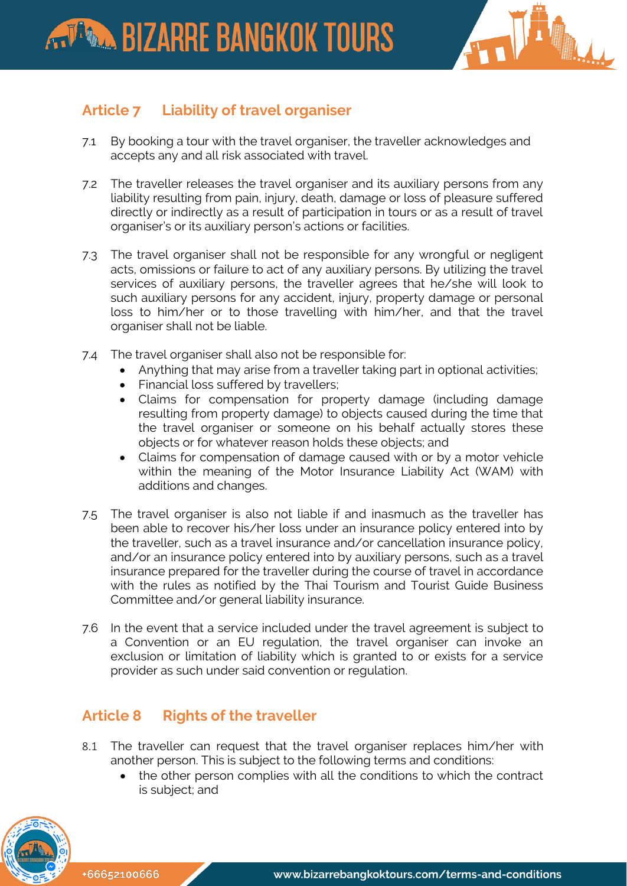## Article 7 Liability of travel organiser

7.1 By booking a tour with the travel organiser, the traveller acknowledges and accepts any and all risk associated with travel.

7.2 The traveller releases the travel organiser and its auxiliary persons from any liability resulting from pain, injury, death, damage or loss of pleasure suffered directly or indirectly as a result of participation in tours or as a result of travel organiser's or its auxiliary person's actions or facilities.

7.3 The travel organiser shall not be responsible for any wrongful or negligent acts, omissions or failure to act of any auxiliary persons. By utilizing the travel services of auxiliary persons, the traveller agrees that he/she will look to such auxiliary persons for any accident, injury, property damage or personal loss to him/her or to those travelling with him/her, and that the travel organiser shall not be liable.

7.4 The travel organiser shall also not be responsible for:

- Anything that may arise from a traveller taking part in optional activities;
- Financial loss suffered by travellers;
- Claims for compensation for property damage (including damage resulting from property damage) to objects caused during the time that the travel organiser or someone on his behalf actually stores these objects or for whatever reason holds these objects; and
- Claims for compensation of damage caused with or by a motor vehicle within the meaning of the Motor Insurance Liability Act (WAM) with additions and changes.

7.5 The travel organiser is also not liable if and inasmuch as the traveller has been able to recover his/her loss under an insurance policy entered into by the traveller, such as a travel insurance and/or cancellation insurance policy, and/or an insurance policy entered into by auxiliary persons, such as a travel insurance prepared for the traveller during the course of travel in accordance with the rules as notified by the Thai Tourism and Tourist Guide Business Committee and/or general liability insurance.

7.6 In the event that a service included under the travel agreement is subject to a Convention or an EU regulation, the travel organiser can invoke an exclusion or limitation of liability which is granted to or exists for a service provider as such under said convention or regulation.

## Article 8 Rights of the traveller

8.1 The traveller can request that the travel organiser replaces him/her with another person. This is subject to the following terms and conditions:

- the other person complies with all the conditions to which the contract is subject; and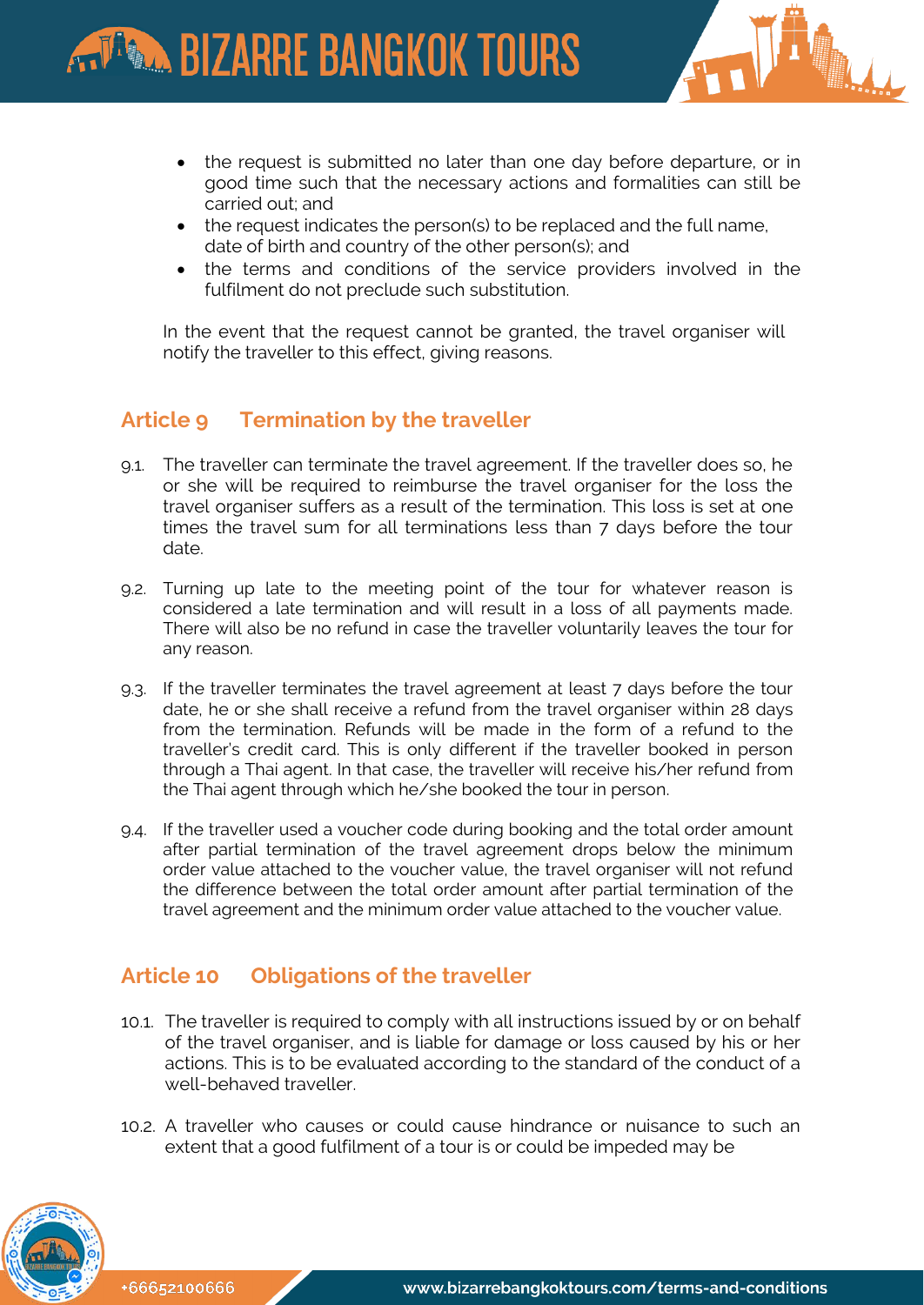- the request is submitted no later than one day before departure, or in good time such that the necessary actions and formalities can still be carried out; and
- the request indicates the person(s) to be replaced and the full name, date of birth and country of the other person(s); and
- the terms and conditions of the service providers involved in the fulfilment do not preclude such substitution.

In the event that the request cannot be granted, the travel organiser will notify the traveller to this effect, giving reasons.

## Article 9 Termination by the traveller

9.1. The traveller can terminate the travel agreement. If the traveller does so, he or she will be required to reimburse the travel organiser for the loss the travel organiser suffers as a result of the termination. This loss is set at one times the travel sum for all terminations less than 7 days before the tour date.

9.2. Turning up late to the meeting point of the tour for whatever reason is considered a late termination and will result in a loss of all payments made. There will also be no refund in case the traveller voluntarily leaves the tour for any reason.

9.3. If the traveller terminates the travel agreement at least 7 days before the tour date, he or she shall receive a refund from the travel organiser within 28 days from the termination. Refunds will be made in the form of a refund to the traveller's credit card. This is only different if the traveller booked in person through a Thai agent. In that case, the traveller will receive his/her refund from the Thai agent through which he/she booked the tour in person.

9.4. If the traveller used a voucher code during booking and the total order amount after partial termination of the travel agreement drops below the minimum order value attached to the voucher value, the travel organiser will not refund the difference between the total order amount after partial termination of the travel agreement and the minimum order value attached to the voucher value.

## Article 10 Obligations of the traveller

10.1. The traveller is required to comply with all instructions issued by or on behalf of the travel organiser, and is liable for damage or loss caused by his or her actions. This is to be evaluated according to the standard of the conduct of a well-behaved traveller.

10.2. A traveller who causes or could cause hindrance or nuisance to such an extent that a good fulfilment of a tour is or could be impeded may be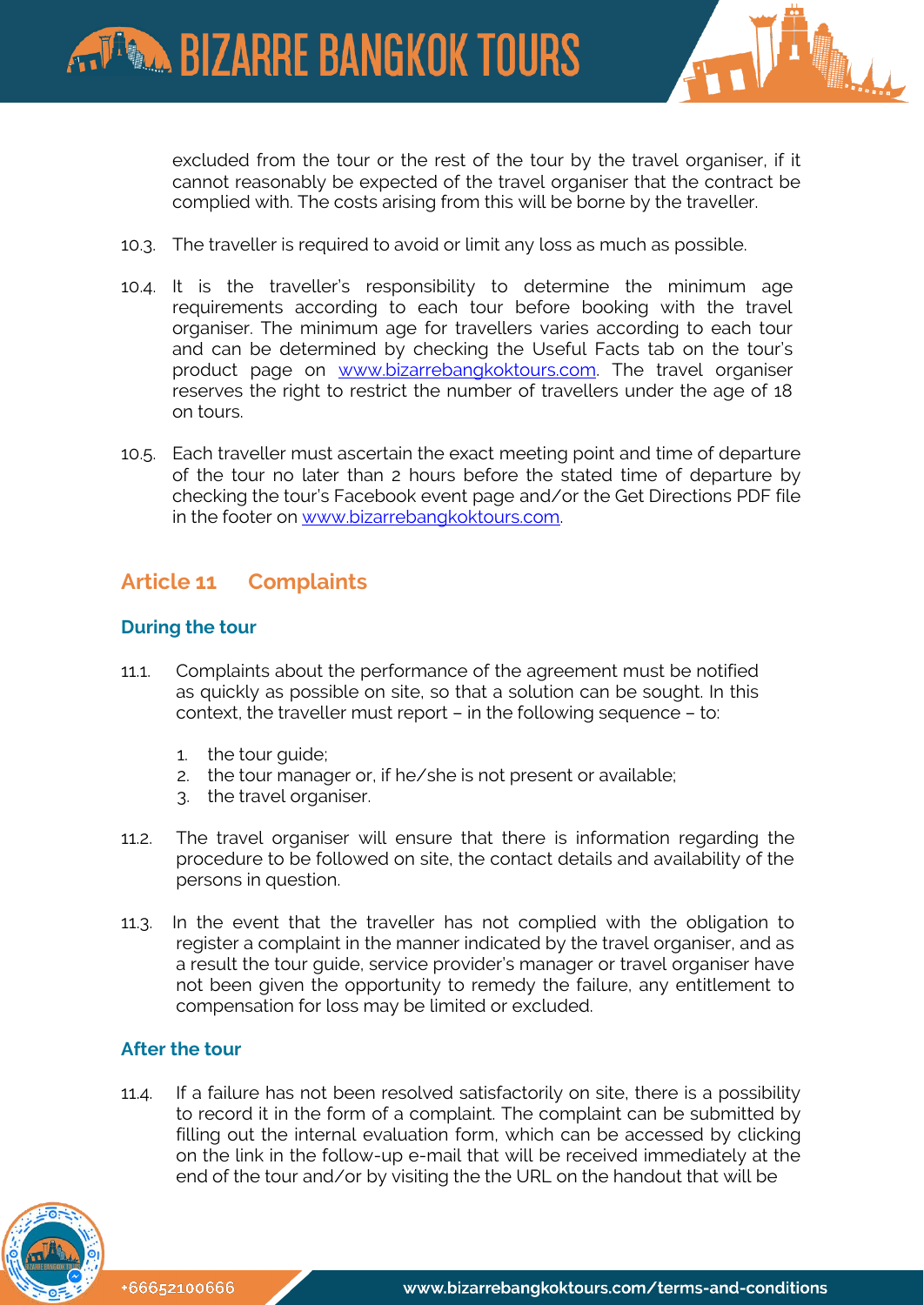excluded from the tour or the rest of the tour by the travel organiser, if it cannot reasonably be expected of the travel organiser that the contract be complied with. The costs arising from this will be borne by the traveller.

10.3. The traveller is required to avoid or limit any loss as much as possible.

10.4. It is the traveller's responsibility to determine the minimum age requirements according to each tour before booking with the travel organiser. The minimum age for travellers varies according to each tour and can be determined by checking the Useful Facts tab on the tour's product page on www.bizarrebangkoktours.com. The travel organiser reserves the right to restrict the number of travellers under the age of 18 on tours.

10.5. Each traveller must ascertain the exact meeting point and time of departure of the tour no later than 2 hours before the stated time of departure by checking the tour's Facebook event page and/or the Get Directions PDF file in the footer on www.bizarrebangkoktours.com.

## Article 11 Complaints

### During the tour

11.1. Complaints about the performance of the agreement must be notified as quickly as possible on site, so that a solution can be sought. In this context, the traveller must report – in the following sequence – to:

1. the tour guide;
2. the tour manager or, if he/she is not present or available;
3. the travel organiser.

11.2. The travel organiser will ensure that there is information regarding the procedure to be followed on site, the contact details and availability of the persons in question.

11.3. In the event that the traveller has not complied with the obligation to register a complaint in the manner indicated by the travel organiser, and as a result the tour guide, service provider's manager or travel organiser have not been given the opportunity to remedy the failure, any entitlement to compensation for loss may be limited or excluded.

### After the tour

11.4. If a failure has not been resolved satisfactorily on site, there is a possibility to record it in the form of a complaint. The complaint can be submitted by filling out the internal evaluation form, which can be accessed by clicking on the link in the follow-up e-mail that will be received immediately at the end of the tour and/or by visiting the the URL on the handout that will be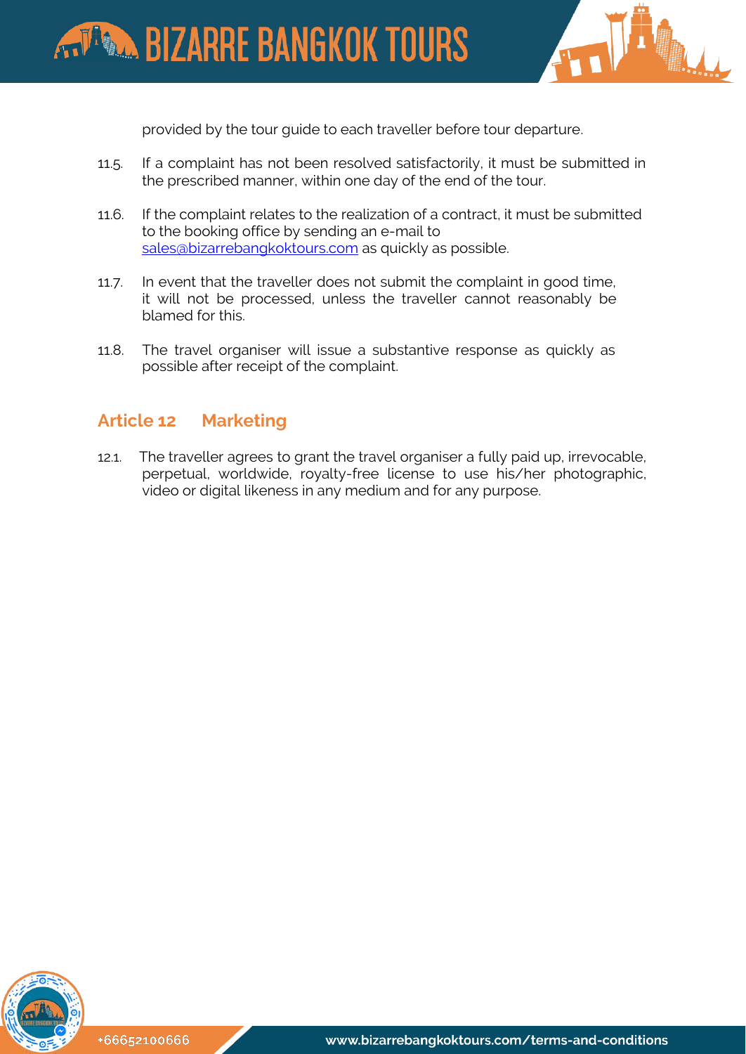provided by the tour guide to each traveller before tour departure.

11.5. If a complaint has not been resolved satisfactorily, it must be submitted in the prescribed manner, within one day of the end of the tour.

11.6. If the complaint relates to the realization of a contract, it must be submitted to the booking office by sending an e-mail to sales@bizarrebangkoktours.com as quickly as possible.

11.7. In event that the traveller does not submit the complaint in good time, it will not be processed, unless the traveller cannot reasonably be blamed for this.

11.8. The travel organiser will issue a substantive response as quickly as possible after receipt of the complaint.

## Article 12 Marketing

12.1. The traveller agrees to grant the travel organiser a fully paid up, irrevocable, perpetual, worldwide, royalty-free license to use his/her photographic, video or digital likeness in any medium and for any purpose.